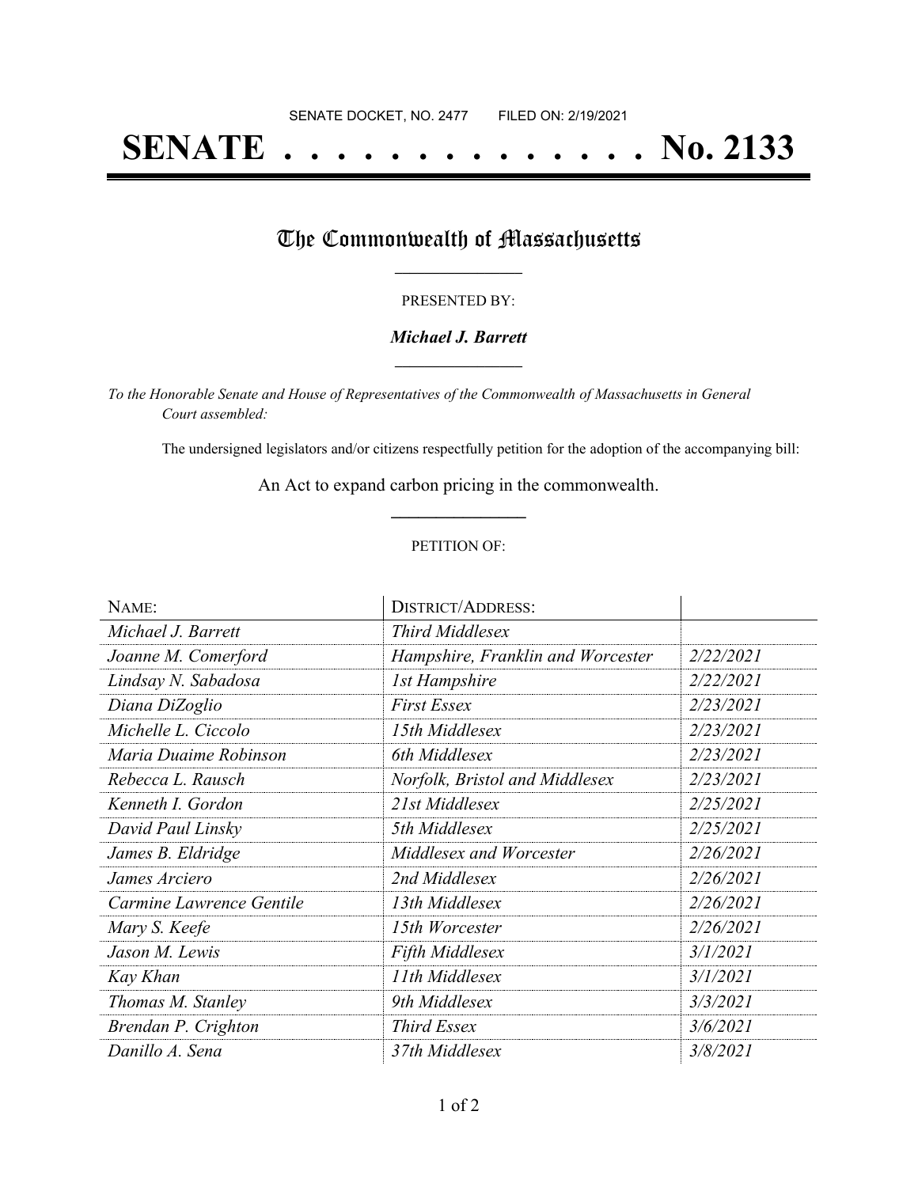SENATE DOCKET, NO. 2477        FILED ON: 2/19/2021

# SENATE . . . . . . . . . . . . . . . No. 2133

## The Commonwealth of Massachusetts

PRESENTED BY:

***Michael J. Barrett***

*To the Honorable Senate and House of Representatives of the Commonwealth of Massachusetts in General Court assembled:*

The undersigned legislators and/or citizens respectfully petition for the adoption of the accompanying bill:

An Act to expand carbon pricing in the commonwealth.

PETITION OF:

| NAME: | DISTRICT/ADDRESS: | |
|---|---|---|
| *Michael J. Barrett* | *Third Middlesex* | |
| *Joanne M. Comerford* | *Hampshire, Franklin and Worcester* | *2/22/2021* |
| *Lindsay N. Sabadosa* | *1st Hampshire* | *2/22/2021* |
| *Diana DiZoglio* | *First Essex* | *2/23/2021* |
| *Michelle L. Ciccolo* | *15th Middlesex* | *2/23/2021* |
| *Maria Duaime Robinson* | *6th Middlesex* | *2/23/2021* |
| *Rebecca L. Rausch* | *Norfolk, Bristol and Middlesex* | *2/23/2021* |
| *Kenneth I. Gordon* | *21st Middlesex* | *2/25/2021* |
| *David Paul Linsky* | *5th Middlesex* | *2/25/2021* |
| *James B. Eldridge* | *Middlesex and Worcester* | *2/26/2021* |
| *James Arciero* | *2nd Middlesex* | *2/26/2021* |
| *Carmine Lawrence Gentile* | *13th Middlesex* | *2/26/2021* |
| *Mary S. Keefe* | *15th Worcester* | *2/26/2021* |
| *Jason M. Lewis* | *Fifth Middlesex* | *3/1/2021* |
| *Kay Khan* | *11th Middlesex* | *3/1/2021* |
| *Thomas M. Stanley* | *9th Middlesex* | *3/3/2021* |
| *Brendan P. Crighton* | *Third Essex* | *3/6/2021* |
| *Danillo A. Sena* | *37th Middlesex* | *3/8/2021* |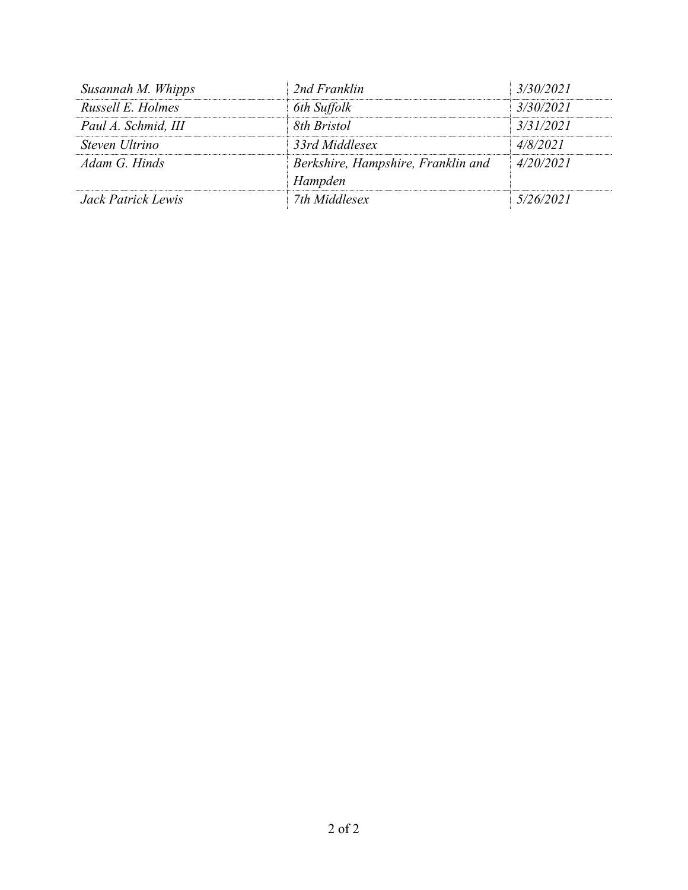| | | |
|---|---|---|
| *Susannah M. Whipps* | *2nd Franklin* | *3/30/2021* |
| *Russell E. Holmes* | *6th Suffolk* | *3/30/2021* |
| *Paul A. Schmid, III* | *8th Bristol* | *3/31/2021* |
| *Steven Ultrino* | *33rd Middlesex* | *4/8/2021* |
| *Adam G. Hinds* | *Berkshire, Hampshire, Franklin and Hampden* | *4/20/2021* |
| *Jack Patrick Lewis* | *7th Middlesex* | *5/26/2021* |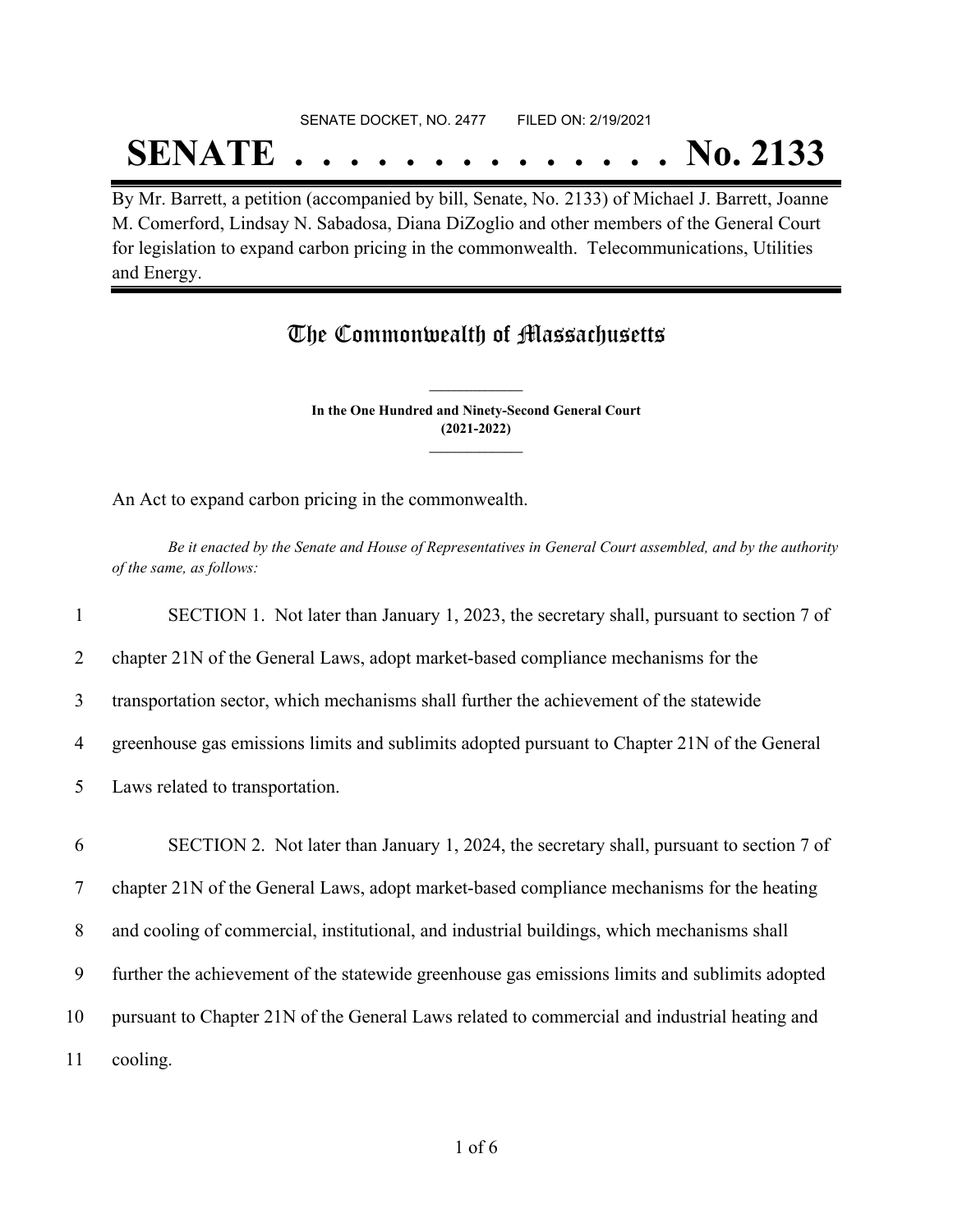SENATE DOCKET, NO. 2477        FILED ON: 2/19/2021

# SENATE . . . . . . . . . . . . . . No. 2133

By Mr. Barrett, a petition (accompanied by bill, Senate, No. 2133) of Michael J. Barrett, Joanne M. Comerford, Lindsay N. Sabadosa, Diana DiZoglio and other members of the General Court for legislation to expand carbon pricing in the commonwealth. Telecommunications, Utilities and Energy.

## The Commonwealth of Massachusetts

**In the One Hundred and Ninety-Second General Court**
**(2021-2022)**

An Act to expand carbon pricing in the commonwealth.

*Be it enacted by the Senate and House of Representatives in General Court assembled, and by the authority of the same, as follows:*

1 SECTION 1. Not later than January 1, 2023, the secretary shall, pursuant to section 7 of
2 chapter 21N of the General Laws, adopt market-based compliance mechanisms for the
3 transportation sector, which mechanisms shall further the achievement of the statewide
4 greenhouse gas emissions limits and sublimits adopted pursuant to Chapter 21N of the General
5 Laws related to transportation.

6 SECTION 2. Not later than January 1, 2024, the secretary shall, pursuant to section 7 of
7 chapter 21N of the General Laws, adopt market-based compliance mechanisms for the heating
8 and cooling of commercial, institutional, and industrial buildings, which mechanisms shall
9 further the achievement of the statewide greenhouse gas emissions limits and sublimits adopted
10 pursuant to Chapter 21N of the General Laws related to commercial and industrial heating and
11 cooling.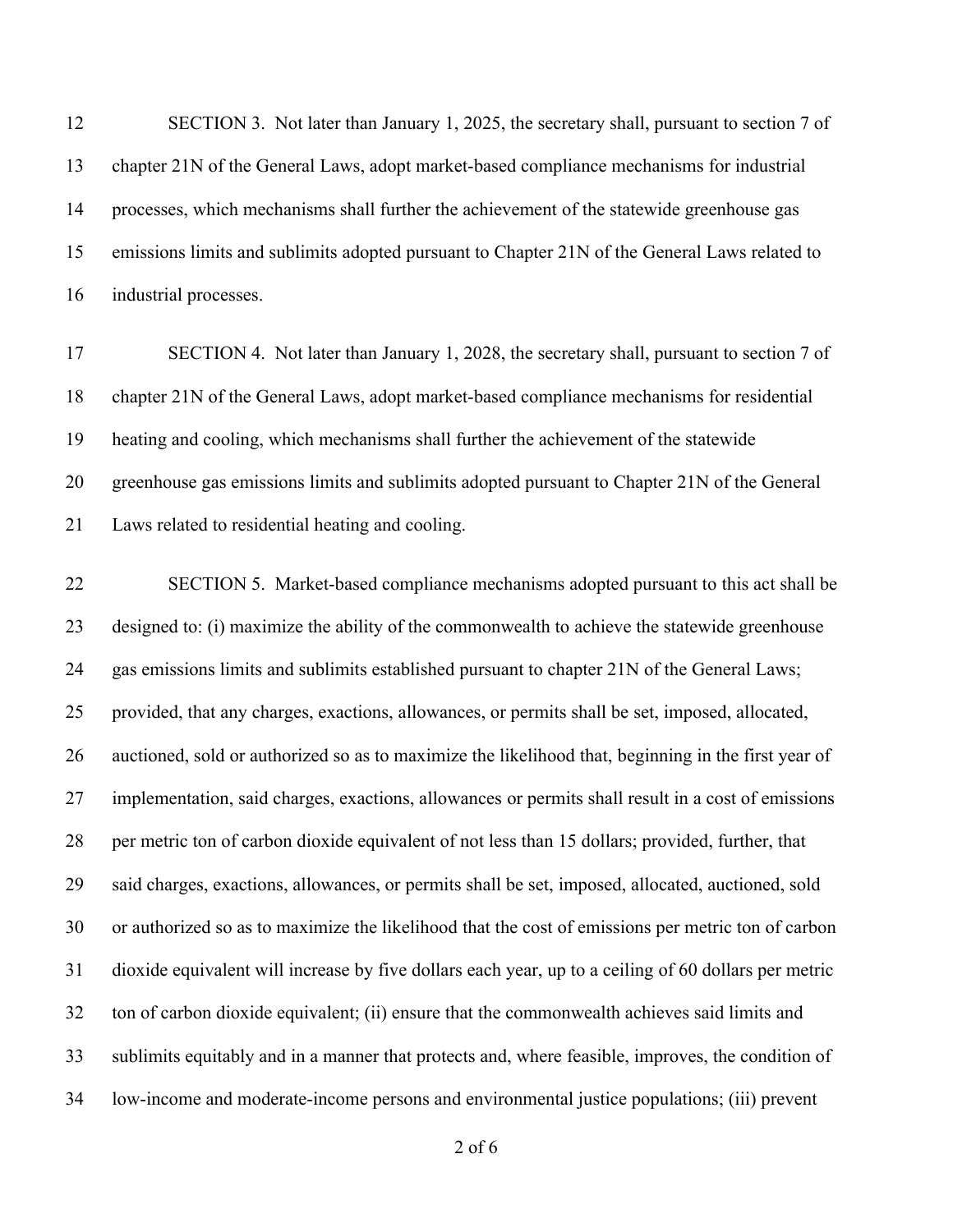SECTION 3. Not later than January 1, 2025, the secretary shall, pursuant to section 7 of chapter 21N of the General Laws, adopt market-based compliance mechanisms for industrial processes, which mechanisms shall further the achievement of the statewide greenhouse gas emissions limits and sublimits adopted pursuant to Chapter 21N of the General Laws related to industrial processes.

SECTION 4. Not later than January 1, 2028, the secretary shall, pursuant to section 7 of chapter 21N of the General Laws, adopt market-based compliance mechanisms for residential heating and cooling, which mechanisms shall further the achievement of the statewide greenhouse gas emissions limits and sublimits adopted pursuant to Chapter 21N of the General Laws related to residential heating and cooling.

SECTION 5. Market-based compliance mechanisms adopted pursuant to this act shall be designed to: (i) maximize the ability of the commonwealth to achieve the statewide greenhouse gas emissions limits and sublimits established pursuant to chapter 21N of the General Laws; provided, that any charges, exactions, allowances, or permits shall be set, imposed, allocated, auctioned, sold or authorized so as to maximize the likelihood that, beginning in the first year of implementation, said charges, exactions, allowances or permits shall result in a cost of emissions per metric ton of carbon dioxide equivalent of not less than 15 dollars; provided, further, that said charges, exactions, allowances, or permits shall be set, imposed, allocated, auctioned, sold or authorized so as to maximize the likelihood that the cost of emissions per metric ton of carbon dioxide equivalent will increase by five dollars each year, up to a ceiling of 60 dollars per metric ton of carbon dioxide equivalent; (ii) ensure that the commonwealth achieves said limits and sublimits equitably and in a manner that protects and, where feasible, improves, the condition of low-income and moderate-income persons and environmental justice populations; (iii) prevent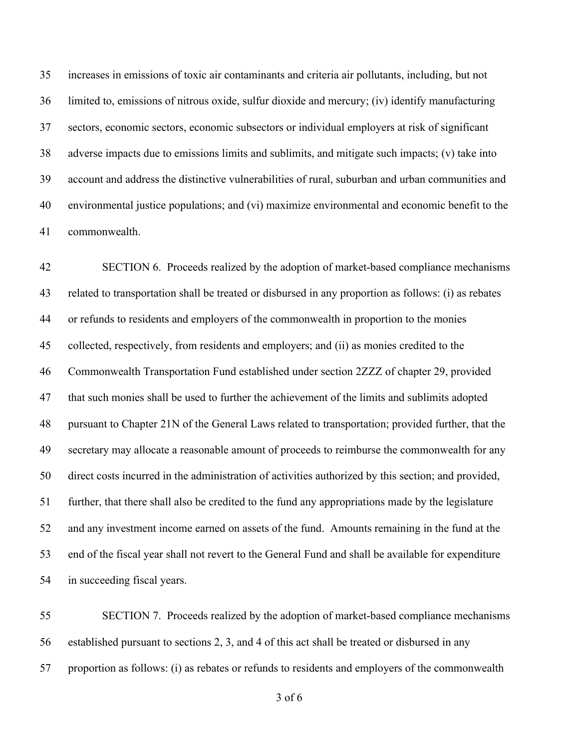increases in emissions of toxic air contaminants and criteria air pollutants, including, but not limited to, emissions of nitrous oxide, sulfur dioxide and mercury; (iv) identify manufacturing sectors, economic sectors, economic subsectors or individual employers at risk of significant adverse impacts due to emissions limits and sublimits, and mitigate such impacts; (v) take into account and address the distinctive vulnerabilities of rural, suburban and urban communities and environmental justice populations; and (vi) maximize environmental and economic benefit to the commonwealth.

SECTION 6. Proceeds realized by the adoption of market-based compliance mechanisms related to transportation shall be treated or disbursed in any proportion as follows: (i) as rebates or refunds to residents and employers of the commonwealth in proportion to the monies collected, respectively, from residents and employers; and (ii) as monies credited to the Commonwealth Transportation Fund established under section 2ZZZ of chapter 29, provided that such monies shall be used to further the achievement of the limits and sublimits adopted pursuant to Chapter 21N of the General Laws related to transportation; provided further, that the secretary may allocate a reasonable amount of proceeds to reimburse the commonwealth for any direct costs incurred in the administration of activities authorized by this section; and provided, further, that there shall also be credited to the fund any appropriations made by the legislature and any investment income earned on assets of the fund. Amounts remaining in the fund at the end of the fiscal year shall not revert to the General Fund and shall be available for expenditure in succeeding fiscal years.

SECTION 7. Proceeds realized by the adoption of market-based compliance mechanisms established pursuant to sections 2, 3, and 4 of this act shall be treated or disbursed in any proportion as follows: (i) as rebates or refunds to residents and employers of the commonwealth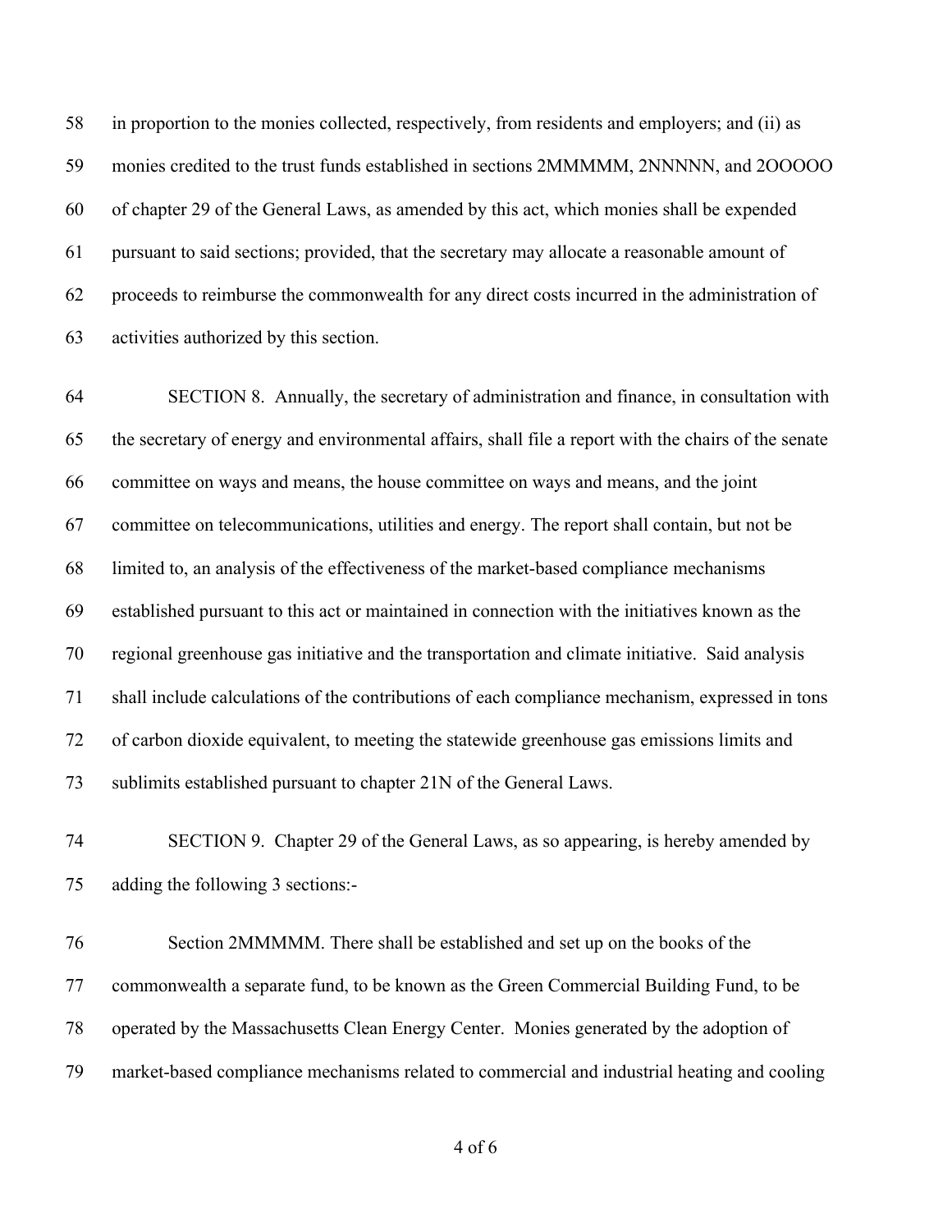in proportion to the monies collected, respectively, from residents and employers; and (ii) as monies credited to the trust funds established in sections 2MMMMM, 2NNNNN, and 2OOOOO of chapter 29 of the General Laws, as amended by this act, which monies shall be expended pursuant to said sections; provided, that the secretary may allocate a reasonable amount of proceeds to reimburse the commonwealth for any direct costs incurred in the administration of activities authorized by this section.

SECTION 8. Annually, the secretary of administration and finance, in consultation with the secretary of energy and environmental affairs, shall file a report with the chairs of the senate committee on ways and means, the house committee on ways and means, and the joint committee on telecommunications, utilities and energy. The report shall contain, but not be limited to, an analysis of the effectiveness of the market-based compliance mechanisms established pursuant to this act or maintained in connection with the initiatives known as the regional greenhouse gas initiative and the transportation and climate initiative. Said analysis shall include calculations of the contributions of each compliance mechanism, expressed in tons of carbon dioxide equivalent, to meeting the statewide greenhouse gas emissions limits and sublimits established pursuant to chapter 21N of the General Laws.

SECTION 9. Chapter 29 of the General Laws, as so appearing, is hereby amended by adding the following 3 sections:-

Section 2MMMMM. There shall be established and set up on the books of the commonwealth a separate fund, to be known as the Green Commercial Building Fund, to be operated by the Massachusetts Clean Energy Center. Monies generated by the adoption of market-based compliance mechanisms related to commercial and industrial heating and cooling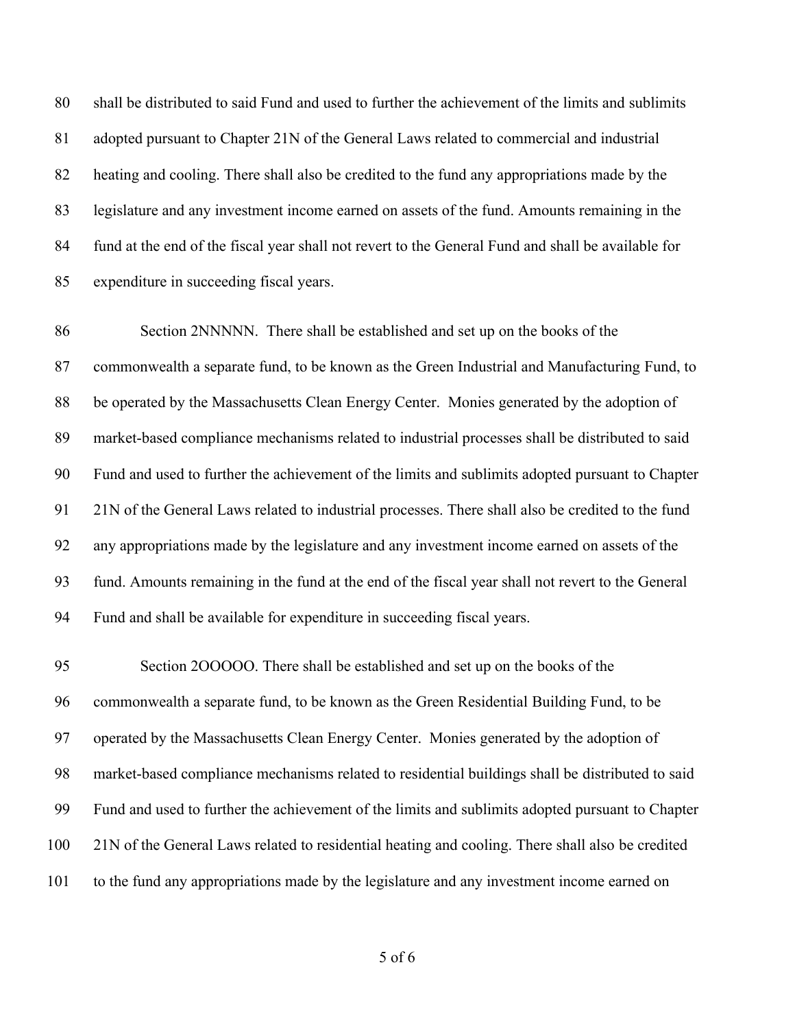shall be distributed to said Fund and used to further the achievement of the limits and sublimits adopted pursuant to Chapter 21N of the General Laws related to commercial and industrial heating and cooling. There shall also be credited to the fund any appropriations made by the legislature and any investment income earned on assets of the fund. Amounts remaining in the fund at the end of the fiscal year shall not revert to the General Fund and shall be available for expenditure in succeeding fiscal years.

Section 2NNNNN. There shall be established and set up on the books of the commonwealth a separate fund, to be known as the Green Industrial and Manufacturing Fund, to be operated by the Massachusetts Clean Energy Center. Monies generated by the adoption of market-based compliance mechanisms related to industrial processes shall be distributed to said Fund and used to further the achievement of the limits and sublimits adopted pursuant to Chapter 21N of the General Laws related to industrial processes. There shall also be credited to the fund any appropriations made by the legislature and any investment income earned on assets of the fund. Amounts remaining in the fund at the end of the fiscal year shall not revert to the General Fund and shall be available for expenditure in succeeding fiscal years.

Section 2OOOOO. There shall be established and set up on the books of the commonwealth a separate fund, to be known as the Green Residential Building Fund, to be operated by the Massachusetts Clean Energy Center. Monies generated by the adoption of market-based compliance mechanisms related to residential buildings shall be distributed to said Fund and used to further the achievement of the limits and sublimits adopted pursuant to Chapter 21N of the General Laws related to residential heating and cooling. There shall also be credited to the fund any appropriations made by the legislature and any investment income earned on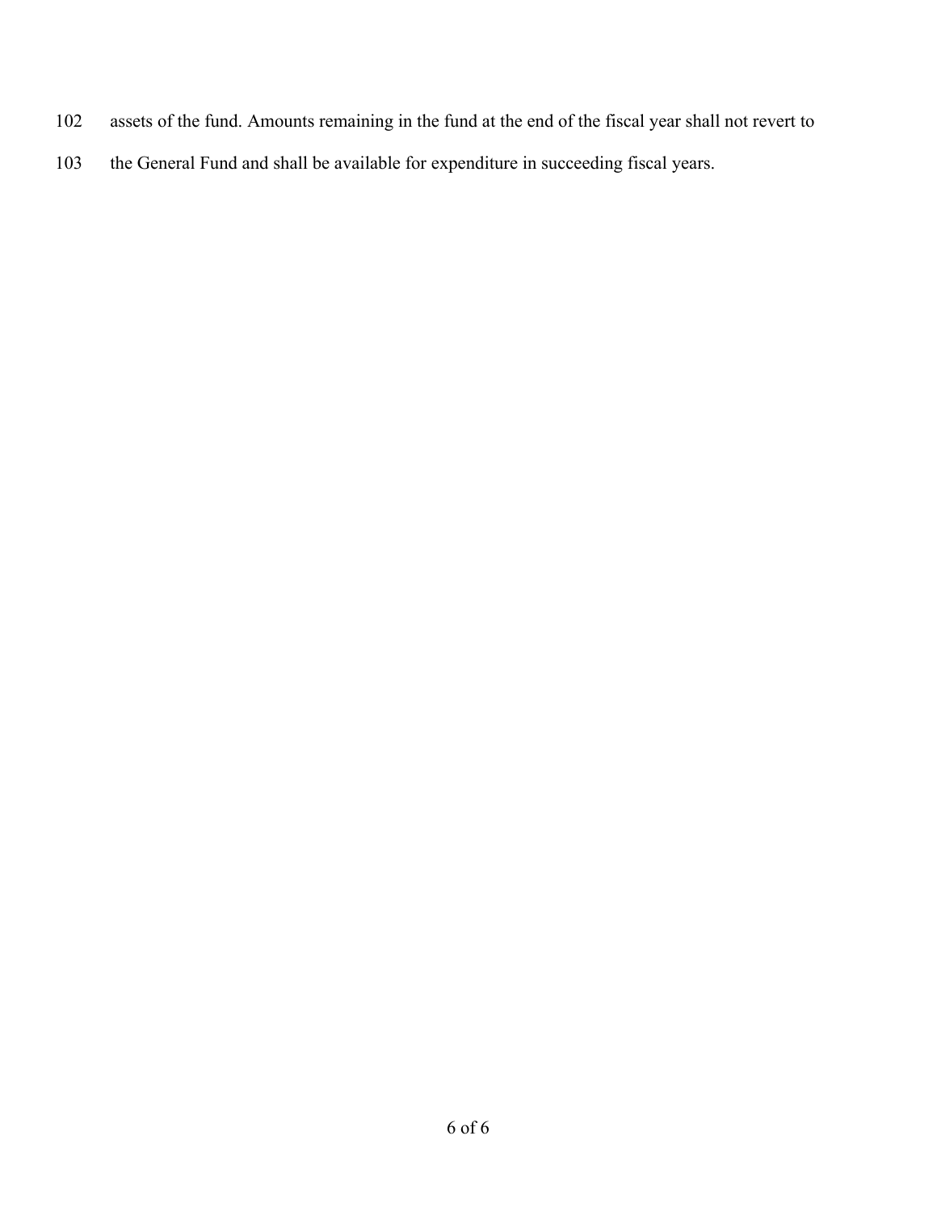102 assets of the fund. Amounts remaining in the fund at the end of the fiscal year shall not revert to

103 the General Fund and shall be available for expenditure in succeeding fiscal years.